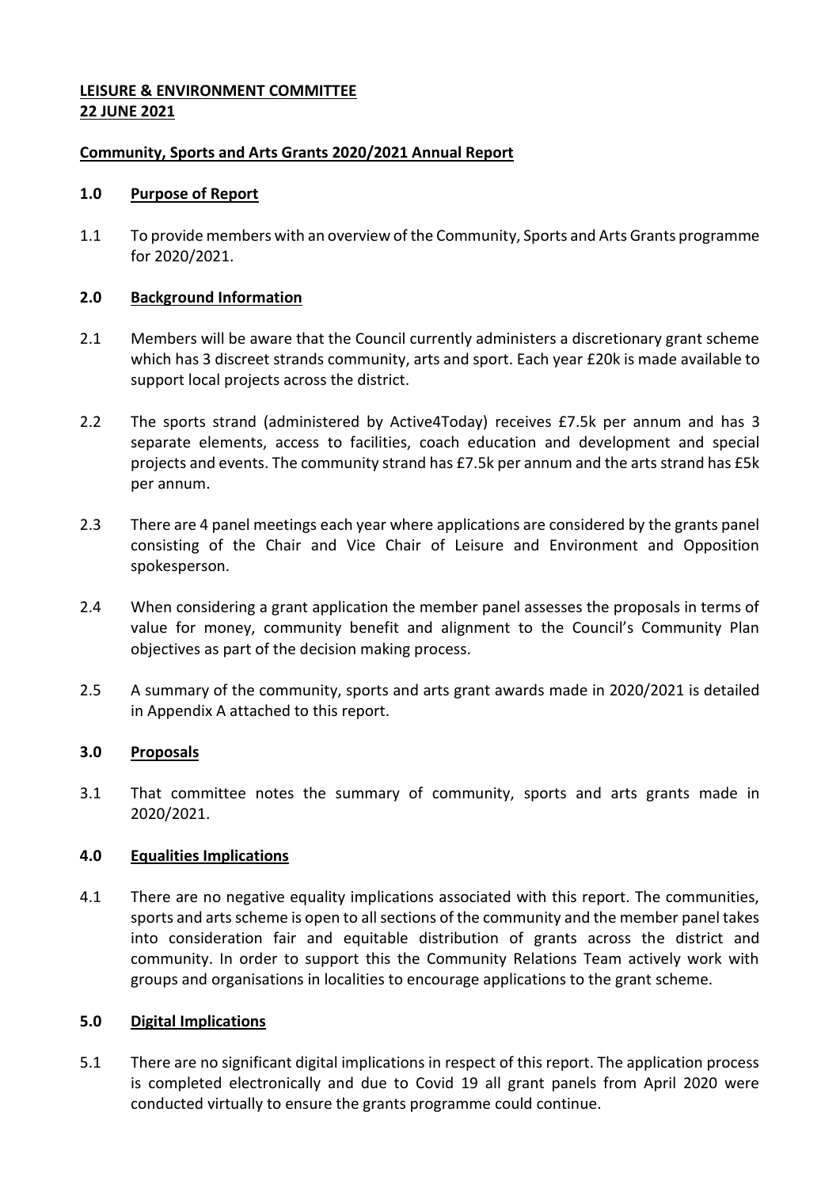**LEISURE & ENVIRONMENT COMMITTEE**
**22 JUNE 2021**

**Community, Sports and Arts Grants 2020/2021 Annual Report**

## 1.0 Purpose of Report

1.1 To provide members with an overview of the Community, Sports and Arts Grants programme for 2020/2021.

## 2.0 Background Information

2.1 Members will be aware that the Council currently administers a discretionary grant scheme which has 3 discreet strands community, arts and sport. Each year £20k is made available to support local projects across the district.

2.2 The sports strand (administered by Active4Today) receives £7.5k per annum and has 3 separate elements, access to facilities, coach education and development and special projects and events. The community strand has £7.5k per annum and the arts strand has £5k per annum.

2.3 There are 4 panel meetings each year where applications are considered by the grants panel consisting of the Chair and Vice Chair of Leisure and Environment and Opposition spokesperson.

2.4 When considering a grant application the member panel assesses the proposals in terms of value for money, community benefit and alignment to the Council's Community Plan objectives as part of the decision making process.

2.5 A summary of the community, sports and arts grant awards made in 2020/2021 is detailed in Appendix A attached to this report.

## 3.0 Proposals

3.1 That committee notes the summary of community, sports and arts grants made in 2020/2021.

## 4.0 Equalities Implications

4.1 There are no negative equality implications associated with this report. The communities, sports and arts scheme is open to all sections of the community and the member panel takes into consideration fair and equitable distribution of grants across the district and community. In order to support this the Community Relations Team actively work with groups and organisations in localities to encourage applications to the grant scheme.

## 5.0 Digital Implications

5.1 There are no significant digital implications in respect of this report. The application process is completed electronically and due to Covid 19 all grant panels from April 2020 were conducted virtually to ensure the grants programme could continue.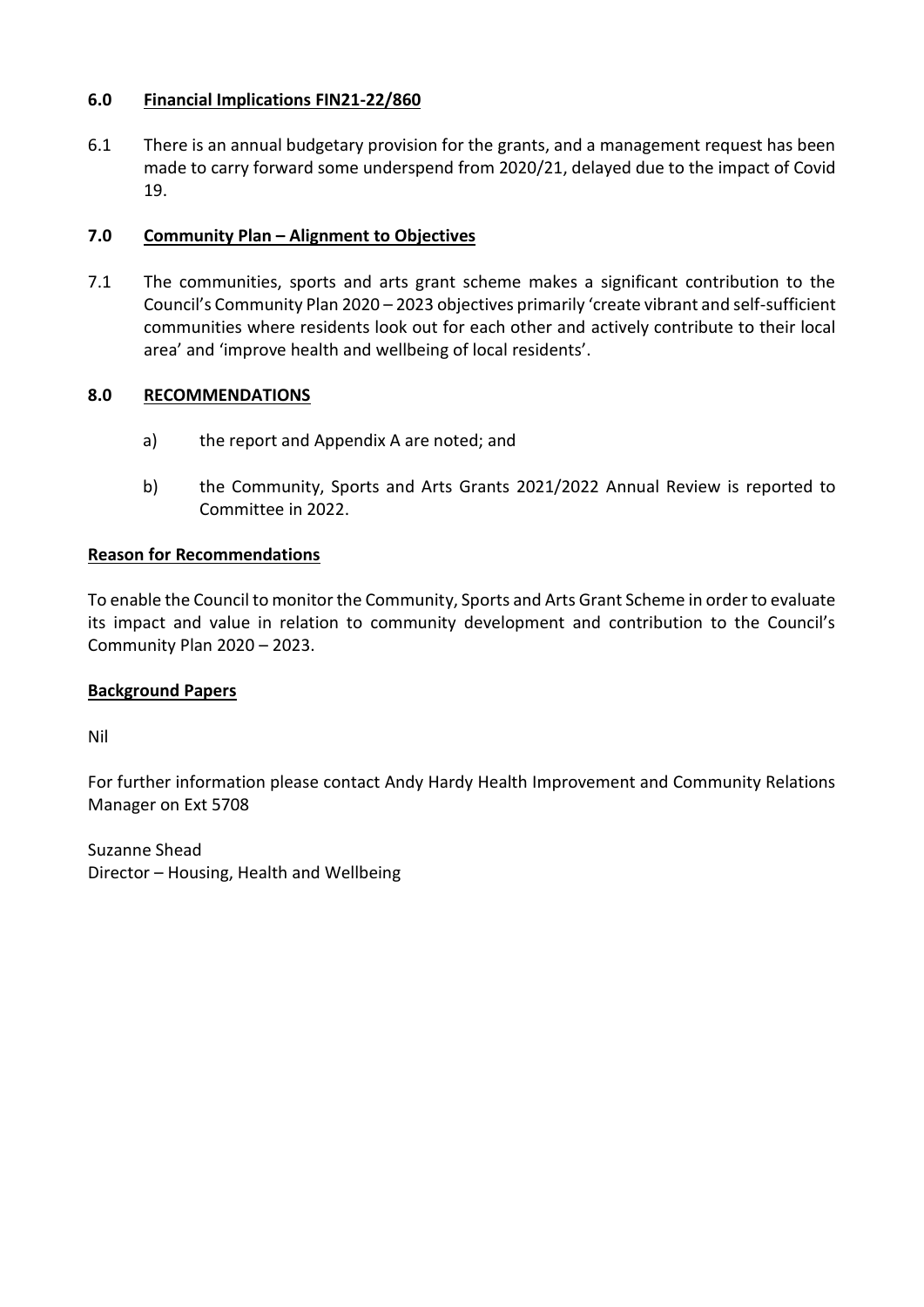## 6.0 Financial Implications FIN21-22/860

6.1 There is an annual budgetary provision for the grants, and a management request has been made to carry forward some underspend from 2020/21, delayed due to the impact of Covid 19.

## 7.0 Community Plan – Alignment to Objectives

7.1 The communities, sports and arts grant scheme makes a significant contribution to the Council's Community Plan 2020 – 2023 objectives primarily 'create vibrant and self-sufficient communities where residents look out for each other and actively contribute to their local area' and 'improve health and wellbeing of local residents'.

## 8.0 RECOMMENDATIONS

a) the report and Appendix A are noted; and

b) the Community, Sports and Arts Grants 2021/2022 Annual Review is reported to Committee in 2022.

### Reason for Recommendations

To enable the Council to monitor the Community, Sports and Arts Grant Scheme in order to evaluate its impact and value in relation to community development and contribution to the Council's Community Plan 2020 – 2023.

### Background Papers

Nil

For further information please contact Andy Hardy Health Improvement and Community Relations Manager on Ext 5708

Suzanne Shead
Director – Housing, Health and Wellbeing